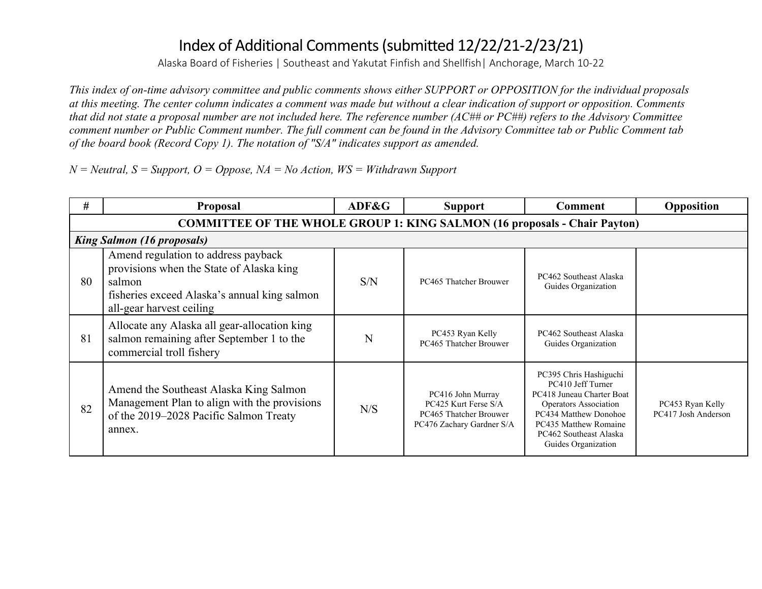# Index of Additional Comments (submitted 12/22/21-2/23/21)

Alaska Board of Fisheries | Southeast and Yakutat Finfish and Shellfish| Anchorage, March 10-22

*This index of on-time advisory committee and public comments shows either SUPPORT or OPPOSITION for the individual proposals at this meeting. The center column indicates a comment was made but without a clear indication of support or opposition. Comments that did not state a proposal number are not included here. The reference number (AC## or PC##) refers to the Advisory Committee comment number or Public Comment number. The full comment can be found in the Advisory Committee tab or Public Comment tab of the board book (Record Copy 1). The notation of "S/A" indicates support as amended.*

*N = Neutral, S = Support, O = Oppose, NA = No Action, WS = Withdrawn Support*

| # | Proposal | ADF&G | Support | Comment | Opposition |
|---|---|---|---|---|---|
| **COMMITTEE OF THE WHOLE GROUP 1: KING SALMON (16 proposals - Chair Payton)** | | | | | |
| ***King Salmon (16 proposals)*** | | | | | |
| 80 | Amend regulation to address payback provisions when the State of Alaska king salmon fisheries exceed Alaska's annual king salmon all-gear harvest ceiling | S/N | PC465 Thatcher Brouwer | PC462 Southeast Alaska Guides Organization | |
| 81 | Allocate any Alaska all gear-allocation king salmon remaining after September 1 to the commercial troll fishery | N | PC453 Ryan Kelly<br>PC465 Thatcher Brouwer | PC462 Southeast Alaska Guides Organization | |
| 82 | Amend the Southeast Alaska King Salmon Management Plan to align with the provisions of the 2019–2028 Pacific Salmon Treaty annex. | N/S | PC416 John Murray<br>PC425 Kurt Ferse S/A<br>PC465 Thatcher Brouwer<br>PC476 Zachary Gardner S/A | PC395 Chris Hashiguchi<br>PC410 Jeff Turner<br>PC418 Juneau Charter Boat Operators Association<br>PC434 Matthew Donohoe<br>PC435 Matthew Romaine<br>PC462 Southeast Alaska Guides Organization | PC453 Ryan Kelly<br>PC417 Josh Anderson |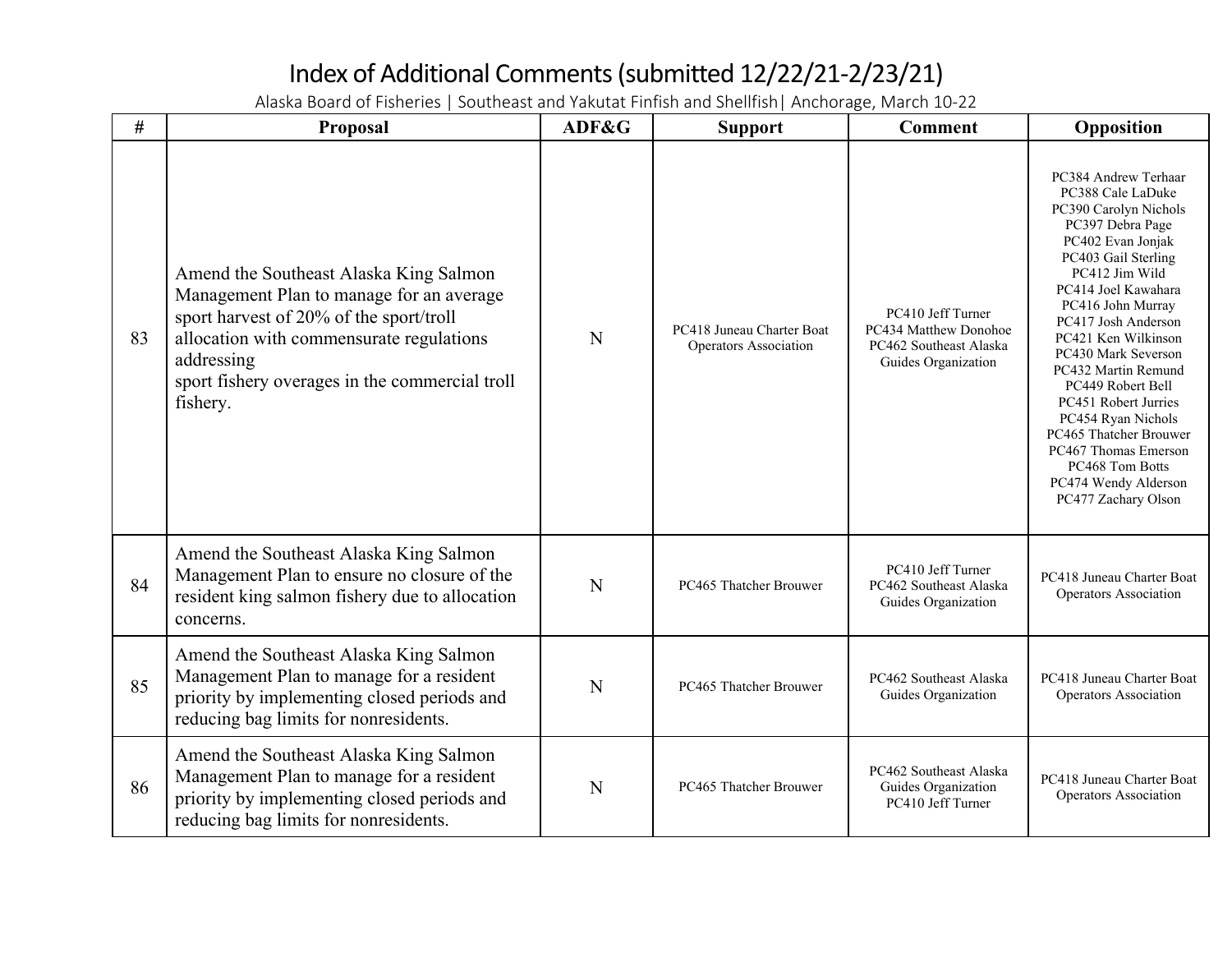# Index of Additional Comments (submitted 12/22/21-2/23/21)

Alaska Board of Fisheries | Southeast and Yakutat Finfish and Shellfish| Anchorage, March 10-22

| # | Proposal | ADF&G | Support | Comment | Opposition |
|---|---|---|---|---|---|
| 83 | Amend the Southeast Alaska King Salmon Management Plan to manage for an average sport harvest of 20% of the sport/troll allocation with commensurate regulations addressing sport fishery overages in the commercial troll fishery. | N | PC418 Juneau Charter Boat Operators Association | PC410 Jeff Turner<br>PC434 Matthew Donohoe<br>PC462 Southeast Alaska Guides Organization | PC384 Andrew Terhaar<br>PC388 Cale LaDuke<br>PC390 Carolyn Nichols<br>PC397 Debra Page<br>PC402 Evan Jonjak<br>PC403 Gail Sterling<br>PC412 Jim Wild<br>PC414 Joel Kawahara<br>PC416 John Murray<br>PC417 Josh Anderson<br>PC421 Ken Wilkinson<br>PC430 Mark Severson<br>PC432 Martin Remund<br>PC449 Robert Bell<br>PC451 Robert Jurries<br>PC454 Ryan Nichols<br>PC465 Thatcher Brouwer<br>PC467 Thomas Emerson<br>PC468 Tom Botts<br>PC474 Wendy Alderson<br>PC477 Zachary Olson |
| 84 | Amend the Southeast Alaska King Salmon Management Plan to ensure no closure of the resident king salmon fishery due to allocation concerns. | N | PC465 Thatcher Brouwer | PC410 Jeff Turner<br>PC462 Southeast Alaska Guides Organization | PC418 Juneau Charter Boat Operators Association |
| 85 | Amend the Southeast Alaska King Salmon Management Plan to manage for a resident priority by implementing closed periods and reducing bag limits for nonresidents. | N | PC465 Thatcher Brouwer | PC462 Southeast Alaska Guides Organization | PC418 Juneau Charter Boat Operators Association |
| 86 | Amend the Southeast Alaska King Salmon Management Plan to manage for a resident priority by implementing closed periods and reducing bag limits for nonresidents. | N | PC465 Thatcher Brouwer | PC462 Southeast Alaska Guides Organization<br>PC410 Jeff Turner | PC418 Juneau Charter Boat Operators Association |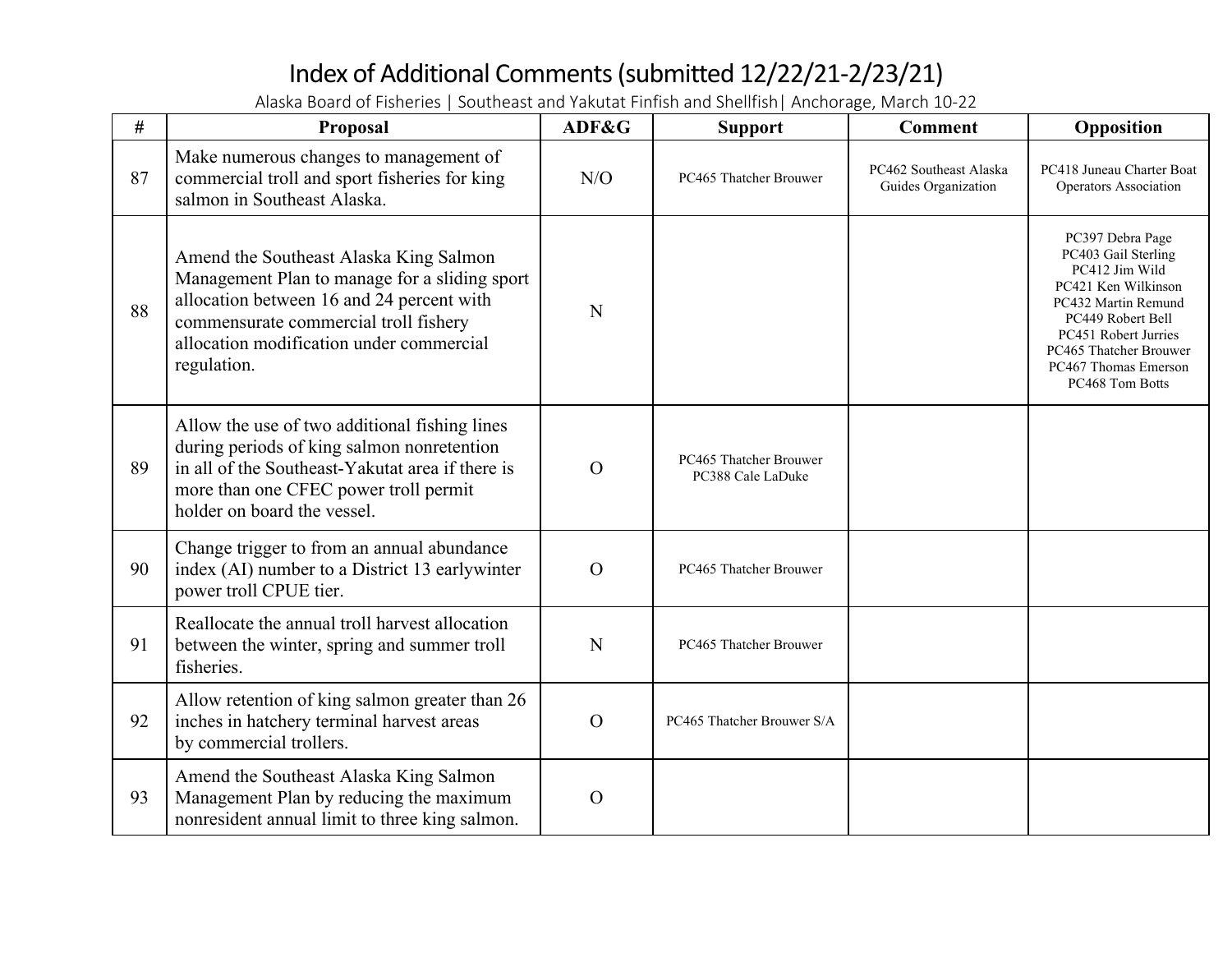# Index of Additional Comments (submitted 12/22/21-2/23/21)

Alaska Board of Fisheries | Southeast and Yakutat Finfish and Shellfish| Anchorage, March 10-22

| # | Proposal | ADF&G | Support | Comment | Opposition |
|---|---|---|---|---|---|
| 87 | Make numerous changes to management of commercial troll and sport fisheries for king salmon in Southeast Alaska. | N/O | PC465 Thatcher Brouwer | PC462 Southeast Alaska Guides Organization | PC418 Juneau Charter Boat Operators Association |
| 88 | Amend the Southeast Alaska King Salmon Management Plan to manage for a sliding sport allocation between 16 and 24 percent with commensurate commercial troll fishery allocation modification under commercial regulation. | N | | | PC397 Debra Page<br>PC403 Gail Sterling<br>PC412 Jim Wild<br>PC421 Ken Wilkinson<br>PC432 Martin Remund<br>PC449 Robert Bell<br>PC451 Robert Jurries<br>PC465 Thatcher Brouwer<br>PC467 Thomas Emerson<br>PC468 Tom Botts |
| 89 | Allow the use of two additional fishing lines during periods of king salmon nonretention in all of the Southeast-Yakutat area if there is more than one CFEC power troll permit holder on board the vessel. | O | PC465 Thatcher Brouwer<br>PC388 Cale LaDuke | | |
| 90 | Change trigger to from an annual abundance index (AI) number to a District 13 earlywinter power troll CPUE tier. | O | PC465 Thatcher Brouwer | | |
| 91 | Reallocate the annual troll harvest allocation between the winter, spring and summer troll fisheries. | N | PC465 Thatcher Brouwer | | |
| 92 | Allow retention of king salmon greater than 26 inches in hatchery terminal harvest areas by commercial trollers. | O | PC465 Thatcher Brouwer S/A | | |
| 93 | Amend the Southeast Alaska King Salmon Management Plan by reducing the maximum nonresident annual limit to three king salmon. | O | | | |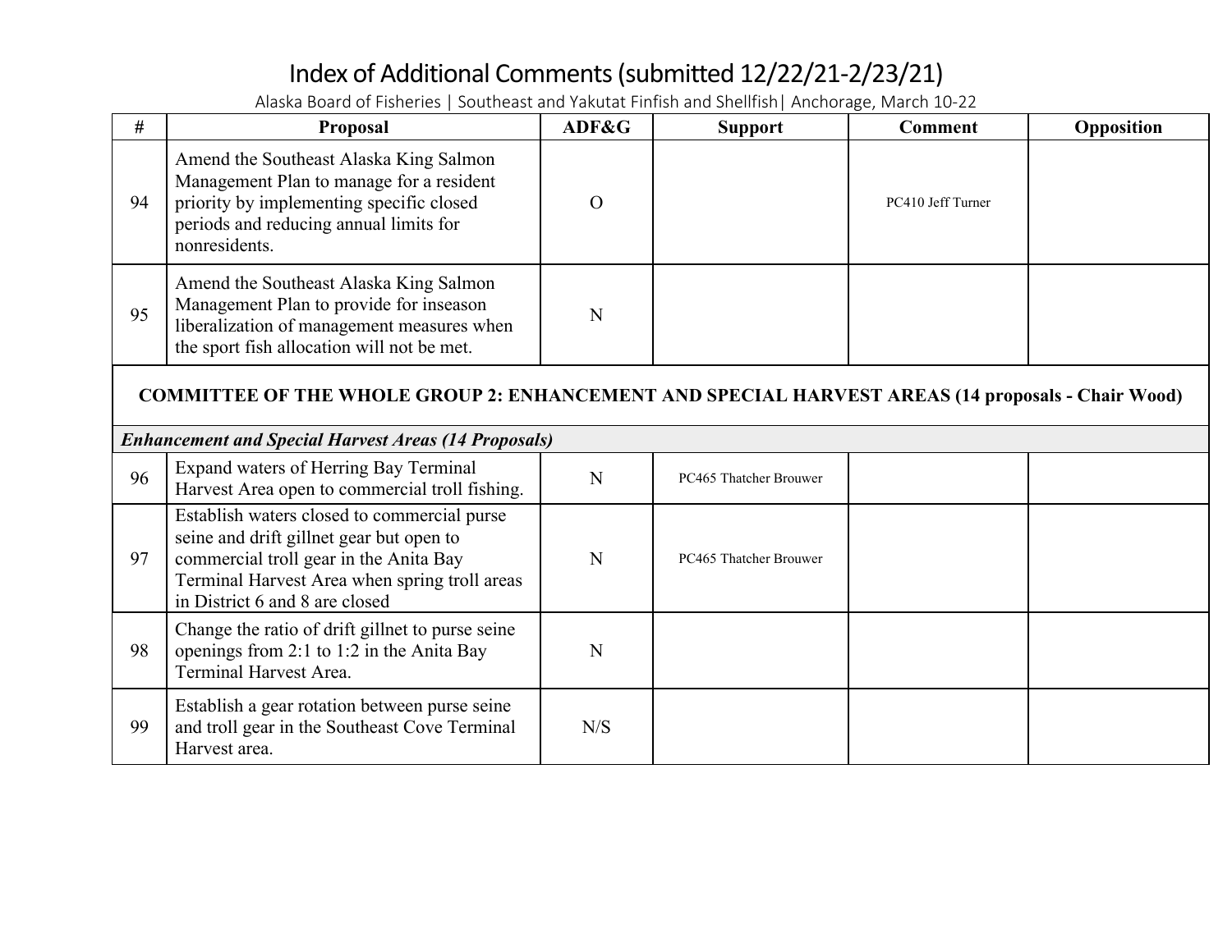# Index of Additional Comments (submitted 12/22/21-2/23/21)

Alaska Board of Fisheries | Southeast and Yakutat Finfish and Shellfish| Anchorage, March 10-22

| # | Proposal | ADF&G | Support | Comment | Opposition |
|---|---|---|---|---|---|
| 94 | Amend the Southeast Alaska King Salmon Management Plan to manage for a resident priority by implementing specific closed periods and reducing annual limits for nonresidents. | O | | PC410 Jeff Turner | |
| 95 | Amend the Southeast Alaska King Salmon Management Plan to provide for inseason liberalization of management measures when the sport fish allocation will not be met. | N | | | |
| **COMMITTEE OF THE WHOLE GROUP 2: ENHANCEMENT AND SPECIAL HARVEST AREAS (14 proposals - Chair Wood)** | | | | | |
| ***Enhancement and Special Harvest Areas (14 Proposals)*** | | | | | |
| 96 | Expand waters of Herring Bay Terminal Harvest Area open to commercial troll fishing. | N | PC465 Thatcher Brouwer | | |
| 97 | Establish waters closed to commercial purse seine and drift gillnet gear but open to commercial troll gear in the Anita Bay Terminal Harvest Area when spring troll areas in District 6 and 8 are closed | N | PC465 Thatcher Brouwer | | |
| 98 | Change the ratio of drift gillnet to purse seine openings from 2:1 to 1:2 in the Anita Bay Terminal Harvest Area. | N | | | |
| 99 | Establish a gear rotation between purse seine and troll gear in the Southeast Cove Terminal Harvest area. | N/S | | | |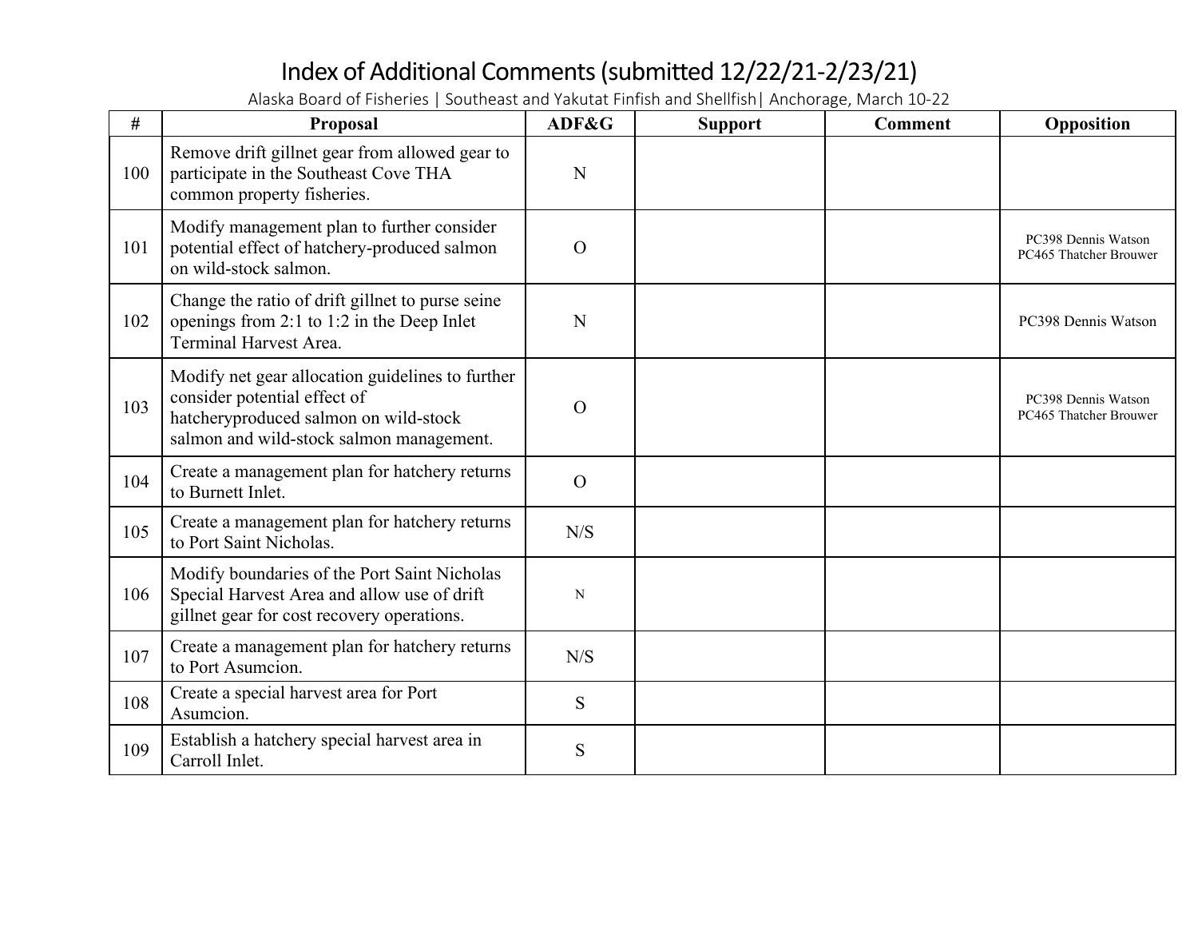# Index of Additional Comments (submitted 12/22/21-2/23/21)

Alaska Board of Fisheries | Southeast and Yakutat Finfish and Shellfish| Anchorage, March 10-22

| # | Proposal | ADF&G | Support | Comment | Opposition |
|---|---|---|---|---|---|
| 100 | Remove drift gillnet gear from allowed gear to participate in the Southeast Cove THA common property fisheries. | N | | | |
| 101 | Modify management plan to further consider potential effect of hatchery-produced salmon on wild-stock salmon. | O | | | PC398 Dennis Watson<br>PC465 Thatcher Brouwer |
| 102 | Change the ratio of drift gillnet to purse seine openings from 2:1 to 1:2 in the Deep Inlet Terminal Harvest Area. | N | | | PC398 Dennis Watson |
| 103 | Modify net gear allocation guidelines to further consider potential effect of hatcheryproduced salmon on wild-stock salmon and wild-stock salmon management. | O | | | PC398 Dennis Watson<br>PC465 Thatcher Brouwer |
| 104 | Create a management plan for hatchery returns to Burnett Inlet. | O | | | |
| 105 | Create a management plan for hatchery returns to Port Saint Nicholas. | N/S | | | |
| 106 | Modify boundaries of the Port Saint Nicholas Special Harvest Area and allow use of drift gillnet gear for cost recovery operations. | N | | | |
| 107 | Create a management plan for hatchery returns to Port Asumcion. | N/S | | | |
| 108 | Create a special harvest area for Port Asumcion. | S | | | |
| 109 | Establish a hatchery special harvest area in Carroll Inlet. | S | | | |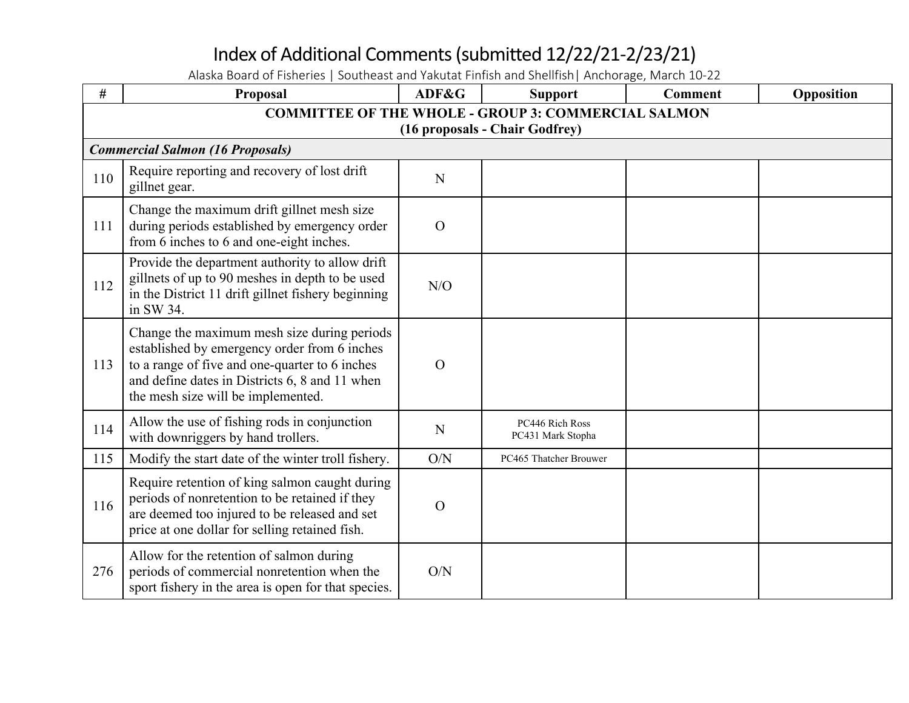# Index of Additional Comments (submitted 12/22/21-2/23/21)

Alaska Board of Fisheries | Southeast and Yakutat Finfish and Shellfish| Anchorage, March 10-22

| # | Proposal | ADF&G | Support | Comment | Opposition |
|---|---|---|---|---|---|
| **COMMITTEE OF THE WHOLE - GROUP 3: COMMERCIAL SALMON (16 proposals - Chair Godfrey)** | | | | | |
| ***Commercial Salmon (16 Proposals)*** | | | | | |
| 110 | Require reporting and recovery of lost drift gillnet gear. | N | | | |
| 111 | Change the maximum drift gillnet mesh size during periods established by emergency order from 6 inches to 6 and one-eight inches. | O | | | |
| 112 | Provide the department authority to allow drift gillnets of up to 90 meshes in depth to be used in the District 11 drift gillnet fishery beginning in SW 34. | N/O | | | |
| 113 | Change the maximum mesh size during periods established by emergency order from 6 inches to a range of five and one-quarter to 6 inches and define dates in Districts 6, 8 and 11 when the mesh size will be implemented. | O | | | |
| 114 | Allow the use of fishing rods in conjunction with downriggers by hand trollers. | N | PC446 Rich Ross<br>PC431 Mark Stopha | | |
| 115 | Modify the start date of the winter troll fishery. | O/N | PC465 Thatcher Brouwer | | |
| 116 | Require retention of king salmon caught during periods of nonretention to be retained if they are deemed too injured to be released and set price at one dollar for selling retained fish. | O | | | |
| 276 | Allow for the retention of salmon during periods of commercial nonretention when the sport fishery in the area is open for that species. | O/N | | | |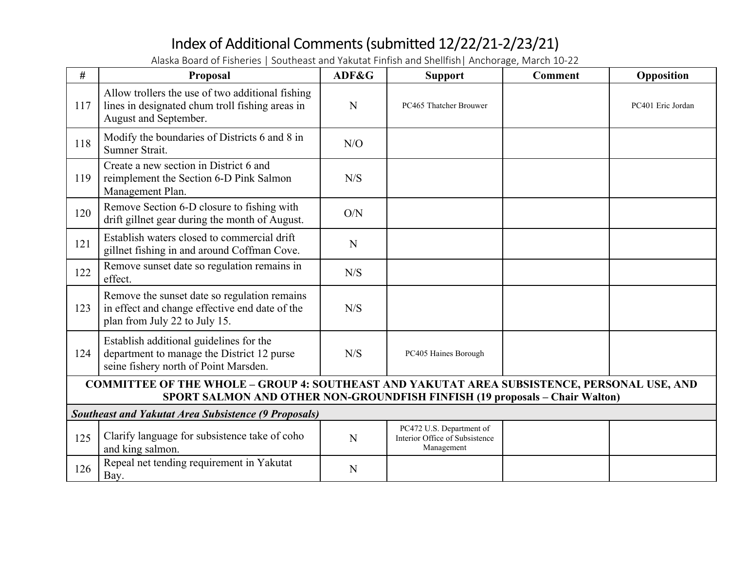# Index of Additional Comments (submitted 12/22/21-2/23/21)

Alaska Board of Fisheries | Southeast and Yakutat Finfish and Shellfish| Anchorage, March 10-22

| # | Proposal | ADF&G | Support | Comment | Opposition |
|---|---|---|---|---|---|
| 117 | Allow trollers the use of two additional fishing lines in designated chum troll fishing areas in August and September. | N | PC465 Thatcher Brouwer | | PC401 Eric Jordan |
| 118 | Modify the boundaries of Districts 6 and 8 in Sumner Strait. | N/O | | | |
| 119 | Create a new section in District 6 and reimplement the Section 6-D Pink Salmon Management Plan. | N/S | | | |
| 120 | Remove Section 6-D closure to fishing with drift gillnet gear during the month of August. | O/N | | | |
| 121 | Establish waters closed to commercial drift gillnet fishing in and around Coffman Cove. | N | | | |
| 122 | Remove sunset date so regulation remains in effect. | N/S | | | |
| 123 | Remove the sunset date so regulation remains in effect and change effective end date of the plan from July 22 to July 15. | N/S | | | |
| 124 | Establish additional guidelines for the department to manage the District 12 purse seine fishery north of Point Marsden. | N/S | PC405 Haines Borough | | |
| **COMMITTEE OF THE WHOLE – GROUP 4: SOUTHEAST AND YAKUTAT AREA SUBSISTENCE, PERSONAL USE, AND SPORT SALMON AND OTHER NON-GROUNDFISH FINFISH (19 proposals – Chair Walton)** | | | | | |
| ***Southeast and Yakutat Area Subsistence (9 Proposals)*** | | | | | |
| 125 | Clarify language for subsistence take of coho and king salmon. | N | PC472 U.S. Department of Interior Office of Subsistence Management | | |
| 126 | Repeal net tending requirement in Yakutat Bay. | N | | | |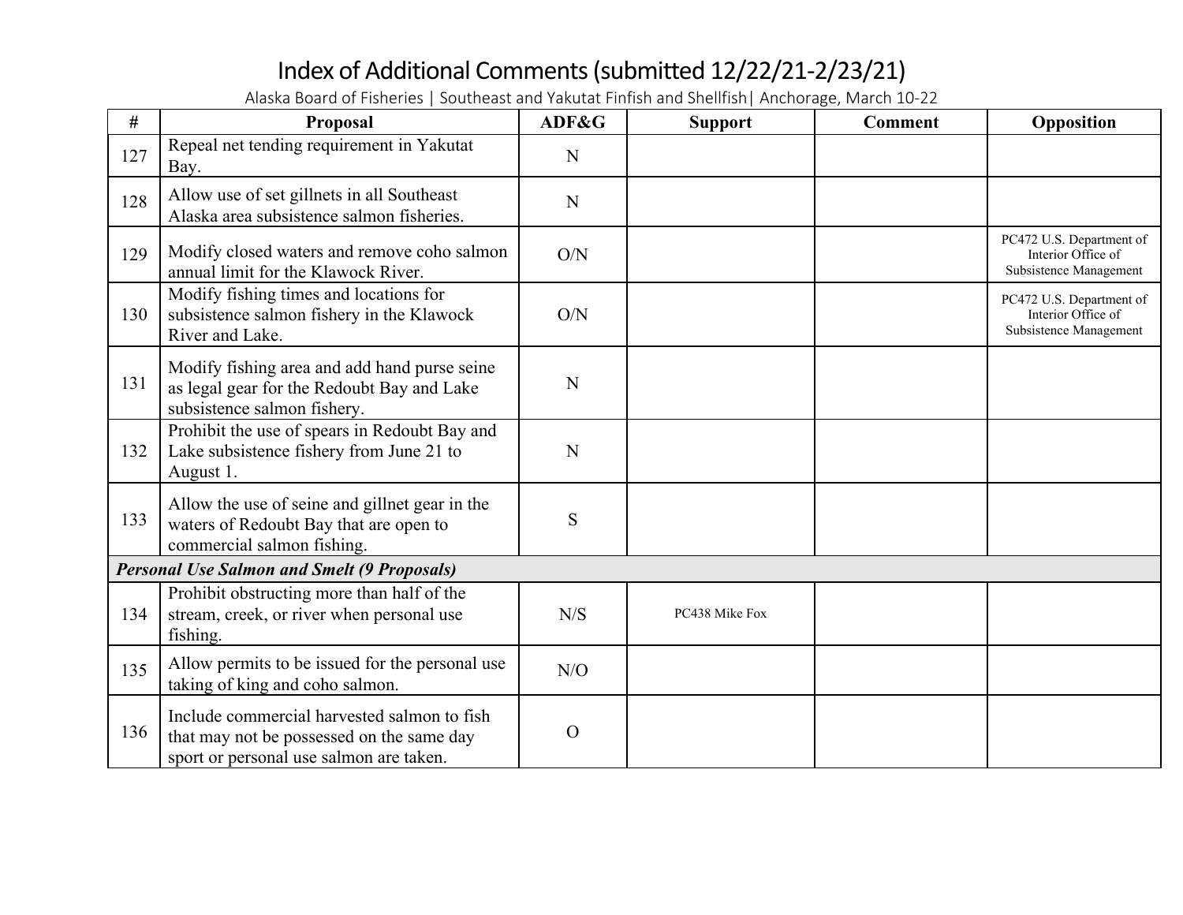# Index of Additional Comments (submitted 12/22/21-2/23/21)

Alaska Board of Fisheries | Southeast and Yakutat Finfish and Shellfish| Anchorage, March 10-22

| # | Proposal | ADF&G | Support | Comment | Opposition |
|---|---|---|---|---|---|
| 127 | Repeal net tending requirement in Yakutat Bay. | N | | | |
| 128 | Allow use of set gillnets in all Southeast Alaska area subsistence salmon fisheries. | N | | | |
| 129 | Modify closed waters and remove coho salmon annual limit for the Klawock River. | O/N | | | PC472 U.S. Department of Interior Office of Subsistence Management |
| 130 | Modify fishing times and locations for subsistence salmon fishery in the Klawock River and Lake. | O/N | | | PC472 U.S. Department of Interior Office of Subsistence Management |
| 131 | Modify fishing area and add hand purse seine as legal gear for the Redoubt Bay and Lake subsistence salmon fishery. | N | | | |
| 132 | Prohibit the use of spears in Redoubt Bay and Lake subsistence fishery from June 21 to August 1. | N | | | |
| 133 | Allow the use of seine and gillnet gear in the waters of Redoubt Bay that are open to commercial salmon fishing. | S | | | |
| ***Personal Use Salmon and Smelt (9 Proposals)*** | | | | | |
| 134 | Prohibit obstructing more than half of the stream, creek, or river when personal use fishing. | N/S | PC438 Mike Fox | | |
| 135 | Allow permits to be issued for the personal use taking of king and coho salmon. | N/O | | | |
| 136 | Include commercial harvested salmon to fish that may not be possessed on the same day sport or personal use salmon are taken. | O | | | |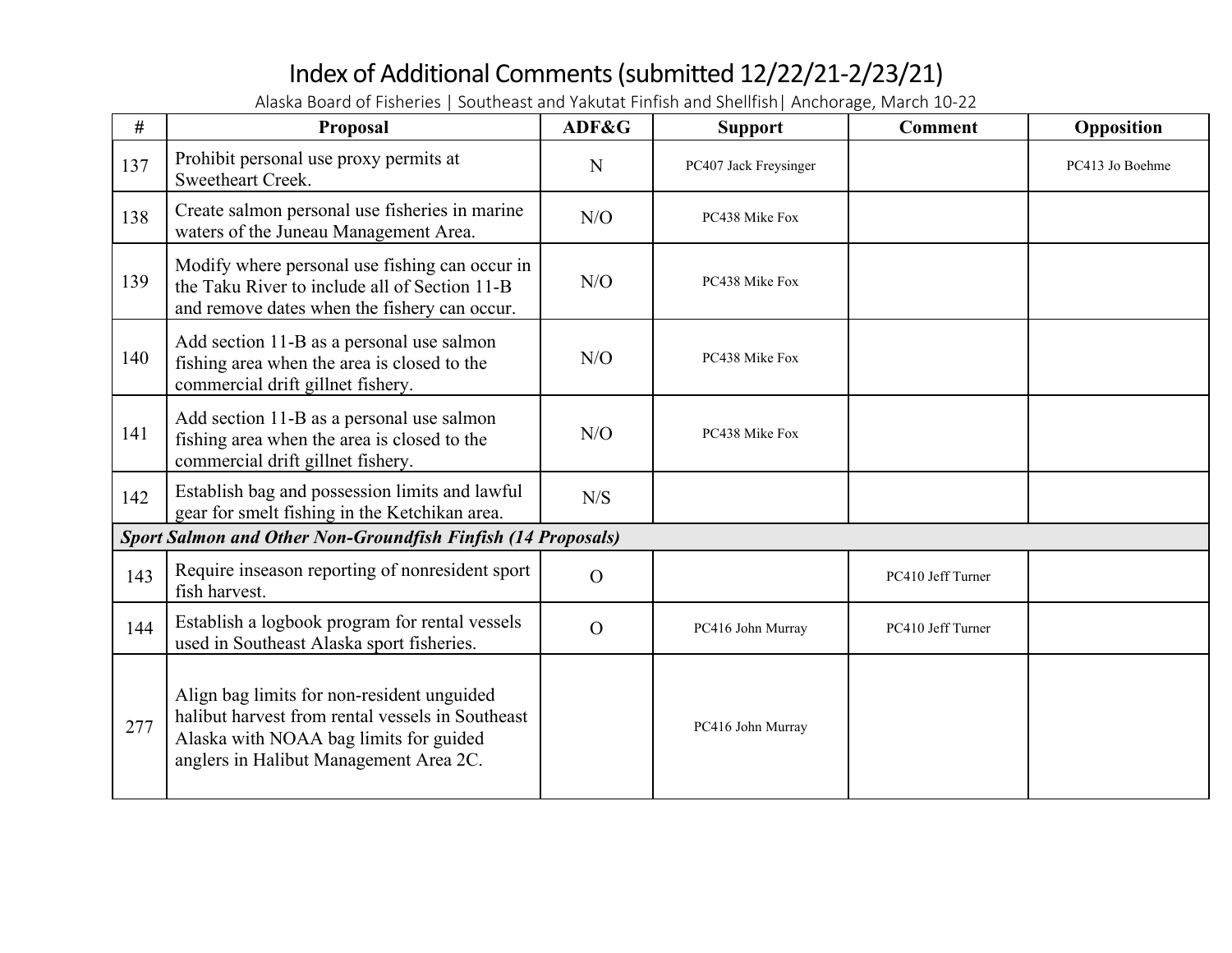# Index of Additional Comments (submitted 12/22/21-2/23/21)

Alaska Board of Fisheries | Southeast and Yakutat Finfish and Shellfish| Anchorage, March 10-22

| # | Proposal | ADF&G | Support | Comment | Opposition |
|---|---|---|---|---|---|
| 137 | Prohibit personal use proxy permits at Sweetheart Creek. | N | PC407 Jack Freysinger | | PC413 Jo Boehme |
| 138 | Create salmon personal use fisheries in marine waters of the Juneau Management Area. | N/O | PC438 Mike Fox | | |
| 139 | Modify where personal use fishing can occur in the Taku River to include all of Section 11-B and remove dates when the fishery can occur. | N/O | PC438 Mike Fox | | |
| 140 | Add section 11-B as a personal use salmon fishing area when the area is closed to the commercial drift gillnet fishery. | N/O | PC438 Mike Fox | | |
| 141 | Add section 11-B as a personal use salmon fishing area when the area is closed to the commercial drift gillnet fishery. | N/O | PC438 Mike Fox | | |
| 142 | Establish bag and possession limits and lawful gear for smelt fishing in the Ketchikan area. | N/S | | | |
| ***Sport Salmon and Other Non-Groundfish Finfish (14 Proposals)*** | | | | | |
| 143 | Require inseason reporting of nonresident sport fish harvest. | O | | PC410 Jeff Turner | |
| 144 | Establish a logbook program for rental vessels used in Southeast Alaska sport fisheries. | O | PC416 John Murray | PC410 Jeff Turner | |
| 277 | Align bag limits for non-resident unguided halibut harvest from rental vessels in Southeast Alaska with NOAA bag limits for guided anglers in Halibut Management Area 2C. | | PC416 John Murray | | |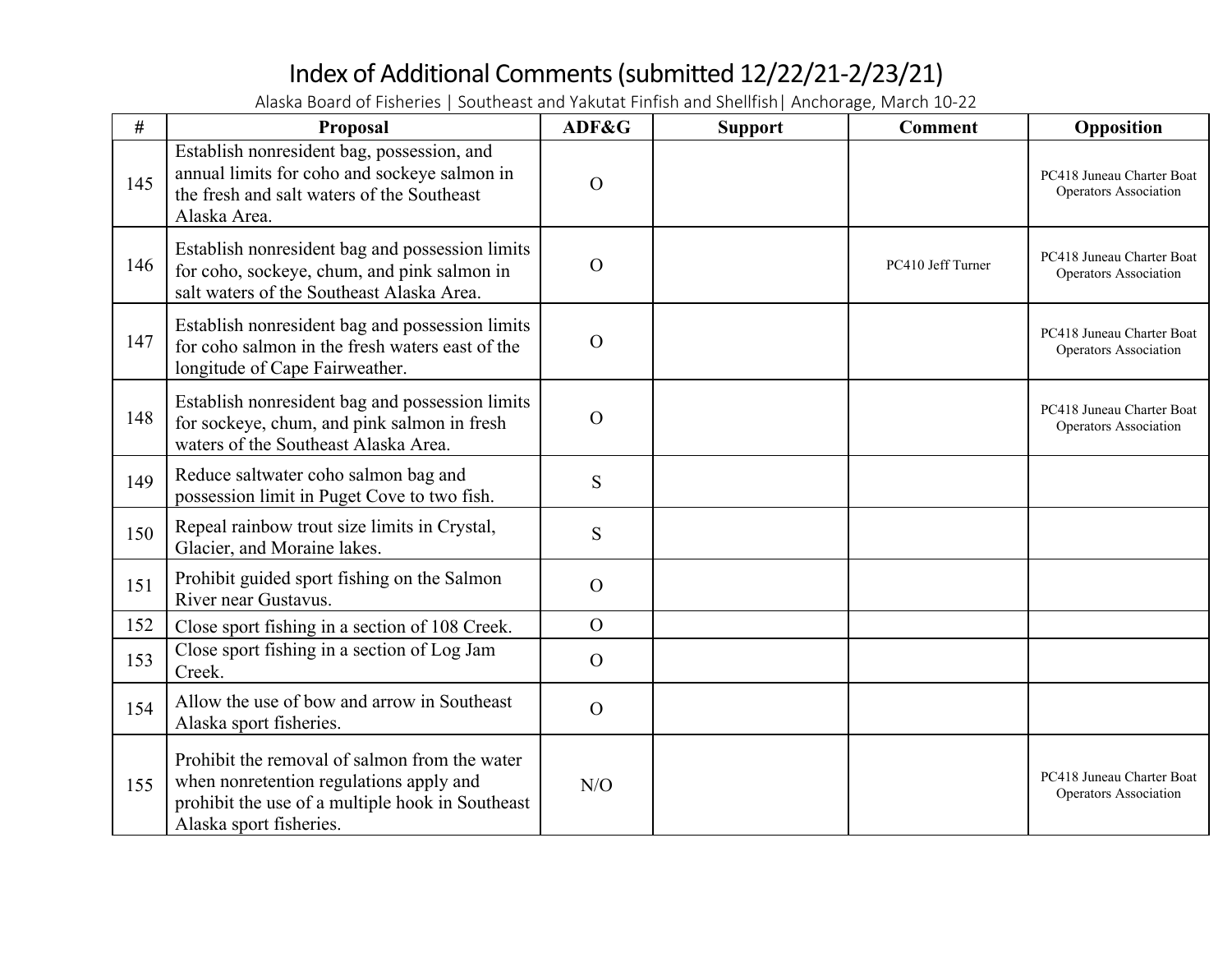# Index of Additional Comments (submitted 12/22/21-2/23/21)

Alaska Board of Fisheries | Southeast and Yakutat Finfish and Shellfish| Anchorage, March 10-22

| # | Proposal | ADF&G | Support | Comment | Opposition |
|---|---|---|---|---|---|
| 145 | Establish nonresident bag, possession, and annual limits for coho and sockeye salmon in the fresh and salt waters of the Southeast Alaska Area. | O | | | PC418 Juneau Charter Boat Operators Association |
| 146 | Establish nonresident bag and possession limits for coho, sockeye, chum, and pink salmon in salt waters of the Southeast Alaska Area. | O | | PC410 Jeff Turner | PC418 Juneau Charter Boat Operators Association |
| 147 | Establish nonresident bag and possession limits for coho salmon in the fresh waters east of the longitude of Cape Fairweather. | O | | | PC418 Juneau Charter Boat Operators Association |
| 148 | Establish nonresident bag and possession limits for sockeye, chum, and pink salmon in fresh waters of the Southeast Alaska Area. | O | | | PC418 Juneau Charter Boat Operators Association |
| 149 | Reduce saltwater coho salmon bag and possession limit in Puget Cove to two fish. | S | | | |
| 150 | Repeal rainbow trout size limits in Crystal, Glacier, and Moraine lakes. | S | | | |
| 151 | Prohibit guided sport fishing on the Salmon River near Gustavus. | O | | | |
| 152 | Close sport fishing in a section of 108 Creek. | O | | | |
| 153 | Close sport fishing in a section of Log Jam Creek. | O | | | |
| 154 | Allow the use of bow and arrow in Southeast Alaska sport fisheries. | O | | | |
| 155 | Prohibit the removal of salmon from the water when nonretention regulations apply and prohibit the use of a multiple hook in Southeast Alaska sport fisheries. | N/O | | | PC418 Juneau Charter Boat Operators Association |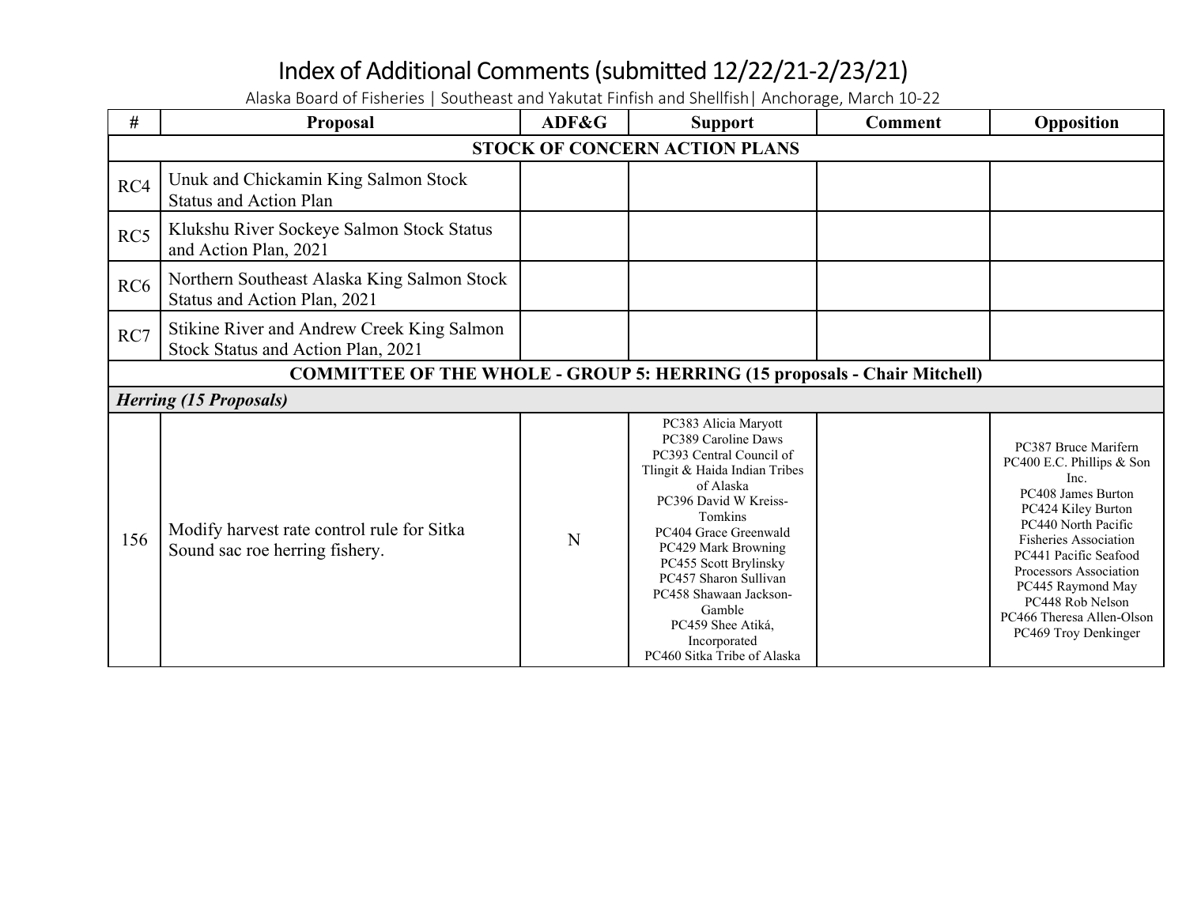# Index of Additional Comments (submitted 12/22/21-2/23/21)

Alaska Board of Fisheries | Southeast and Yakutat Finfish and Shellfish| Anchorage, March 10-22

| # | Proposal | ADF&G | Support | Comment | Opposition |
|---|---|---|---|---|---|
| **STOCK OF CONCERN ACTION PLANS** | | | | | |
| RC4 | Unuk and Chickamin King Salmon Stock Status and Action Plan | | | | |
| RC5 | Klukshu River Sockeye Salmon Stock Status and Action Plan, 2021 | | | | |
| RC6 | Northern Southeast Alaska King Salmon Stock Status and Action Plan, 2021 | | | | |
| RC7 | Stikine River and Andrew Creek King Salmon Stock Status and Action Plan, 2021 | | | | |
| **COMMITTEE OF THE WHOLE - GROUP 5: HERRING (15 proposals - Chair Mitchell)** | | | | | |
| ***Herring (15 Proposals)*** | | | | | |
| 156 | Modify harvest rate control rule for Sitka Sound sac roe herring fishery. | N | PC383 Alicia Maryott<br>PC389 Caroline Daws<br>PC393 Central Council of Tlingit & Haida Indian Tribes of Alaska<br>PC396 David W Kreiss-Tomkins<br>PC404 Grace Greenwald<br>PC429 Mark Browning<br>PC455 Scott Brylinsky<br>PC457 Sharon Sullivan<br>PC458 Shawaan Jackson-Gamble<br>PC459 Shee Atiká, Incorporated<br>PC460 Sitka Tribe of Alaska | | PC387 Bruce Marifern<br>PC400 E.C. Phillips & Son Inc.<br>PC408 James Burton<br>PC424 Kiley Burton<br>PC440 North Pacific Fisheries Association<br>PC441 Pacific Seafood Processors Association<br>PC445 Raymond May<br>PC448 Rob Nelson<br>PC466 Theresa Allen-Olson<br>PC469 Troy Denkinger |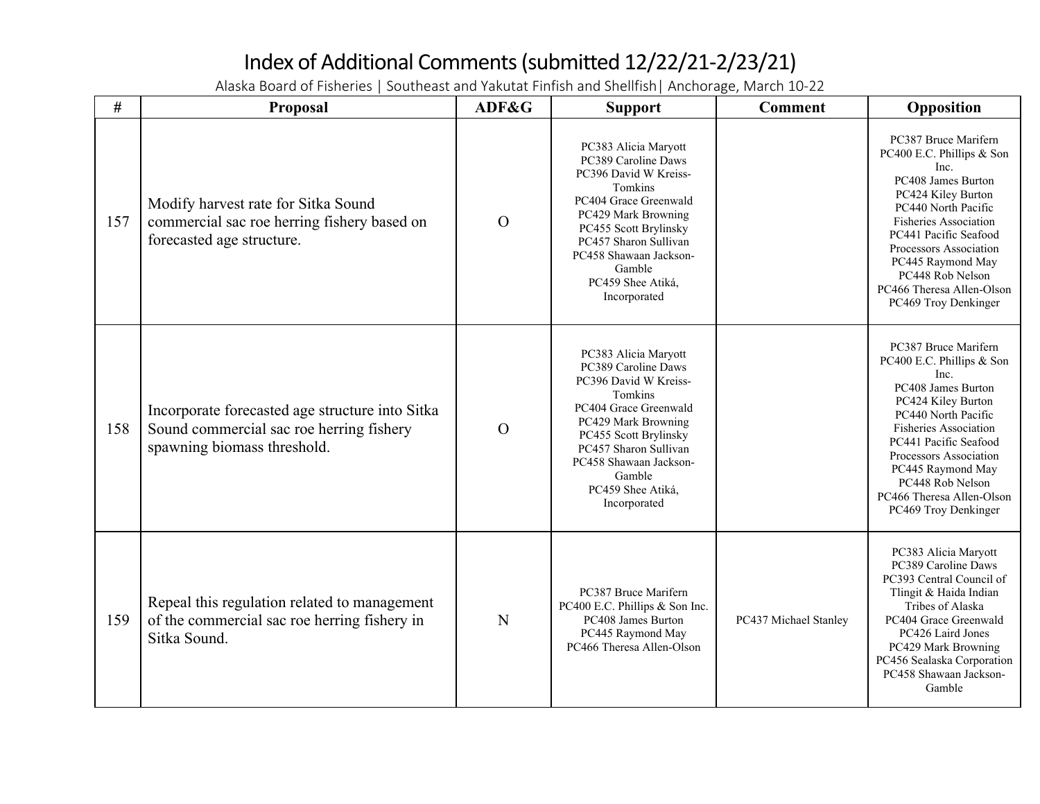# Index of Additional Comments (submitted 12/22/21-2/23/21)

Alaska Board of Fisheries | Southeast and Yakutat Finfish and Shellfish| Anchorage, March 10-22

| # | Proposal | ADF&G | Support | Comment | Opposition |
|---|---|---|---|---|---|
| 157 | Modify harvest rate for Sitka Sound commercial sac roe herring fishery based on forecasted age structure. | O | PC383 Alicia Maryott<br>PC389 Caroline Daws<br>PC396 David W Kreiss-Tomkins<br>PC404 Grace Greenwald<br>PC429 Mark Browning<br>PC455 Scott Brylinsky<br>PC457 Sharon Sullivan<br>PC458 Shawaan Jackson-Gamble<br>PC459 Shee Atiká, Incorporated | | PC387 Bruce Marifern<br>PC400 E.C. Phillips & Son Inc.<br>PC408 James Burton<br>PC424 Kiley Burton<br>PC440 North Pacific Fisheries Association<br>PC441 Pacific Seafood Processors Association<br>PC445 Raymond May<br>PC448 Rob Nelson<br>PC466 Theresa Allen-Olson<br>PC469 Troy Denkinger |
| 158 | Incorporate forecasted age structure into Sitka Sound commercial sac roe herring fishery spawning biomass threshold. | O | PC383 Alicia Maryott<br>PC389 Caroline Daws<br>PC396 David W Kreiss-Tomkins<br>PC404 Grace Greenwald<br>PC429 Mark Browning<br>PC455 Scott Brylinsky<br>PC457 Sharon Sullivan<br>PC458 Shawaan Jackson-Gamble<br>PC459 Shee Atiká, Incorporated | | PC387 Bruce Marifern<br>PC400 E.C. Phillips & Son Inc.<br>PC408 James Burton<br>PC424 Kiley Burton<br>PC440 North Pacific Fisheries Association<br>PC441 Pacific Seafood Processors Association<br>PC445 Raymond May<br>PC448 Rob Nelson<br>PC466 Theresa Allen-Olson<br>PC469 Troy Denkinger |
| 159 | Repeal this regulation related to management of the commercial sac roe herring fishery in Sitka Sound. | N | PC387 Bruce Marifern<br>PC400 E.C. Phillips & Son Inc.<br>PC408 James Burton<br>PC445 Raymond May<br>PC466 Theresa Allen-Olson | PC437 Michael Stanley | PC383 Alicia Maryott<br>PC389 Caroline Daws<br>PC393 Central Council of Tlingit & Haida Indian Tribes of Alaska<br>PC404 Grace Greenwald<br>PC426 Laird Jones<br>PC429 Mark Browning<br>PC456 Sealaska Corporation<br>PC458 Shawaan Jackson-Gamble |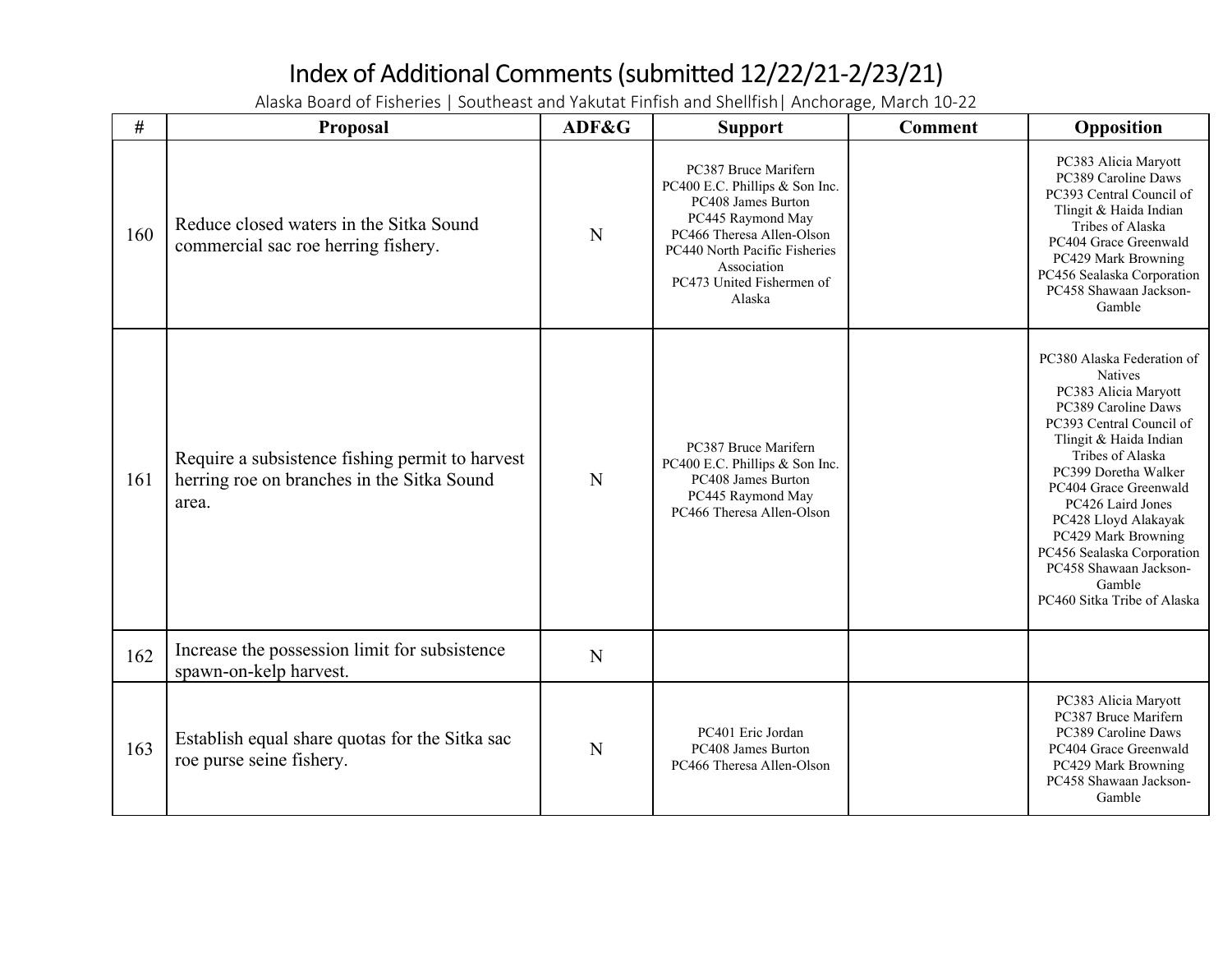# Index of Additional Comments (submitted 12/22/21-2/23/21)

Alaska Board of Fisheries | Southeast and Yakutat Finfish and Shellfish| Anchorage, March 10-22

| # | Proposal | ADF&G | Support | Comment | Opposition |
|---|---|---|---|---|---|
| 160 | Reduce closed waters in the Sitka Sound commercial sac roe herring fishery. | N | PC387 Bruce Marifern<br>PC400 E.C. Phillips & Son Inc.<br>PC408 James Burton<br>PC445 Raymond May<br>PC466 Theresa Allen-Olson<br>PC440 North Pacific Fisheries Association<br>PC473 United Fishermen of Alaska | | PC383 Alicia Maryott<br>PC389 Caroline Daws<br>PC393 Central Council of Tlingit & Haida Indian Tribes of Alaska<br>PC404 Grace Greenwald<br>PC429 Mark Browning<br>PC456 Sealaska Corporation<br>PC458 Shawaan Jackson-Gamble |
| 161 | Require a subsistence fishing permit to harvest herring roe on branches in the Sitka Sound area. | N | PC387 Bruce Marifern<br>PC400 E.C. Phillips & Son Inc.<br>PC408 James Burton<br>PC445 Raymond May<br>PC466 Theresa Allen-Olson | | PC380 Alaska Federation of Natives<br>PC383 Alicia Maryott<br>PC389 Caroline Daws<br>PC393 Central Council of Tlingit & Haida Indian Tribes of Alaska<br>PC399 Doretha Walker<br>PC404 Grace Greenwald<br>PC426 Laird Jones<br>PC428 Lloyd Alakayak<br>PC429 Mark Browning<br>PC456 Sealaska Corporation<br>PC458 Shawaan Jackson-Gamble<br>PC460 Sitka Tribe of Alaska |
| 162 | Increase the possession limit for subsistence spawn-on-kelp harvest. | N | | | |
| 163 | Establish equal share quotas for the Sitka sac roe purse seine fishery. | N | PC401 Eric Jordan<br>PC408 James Burton<br>PC466 Theresa Allen-Olson | | PC383 Alicia Maryott<br>PC387 Bruce Marifern<br>PC389 Caroline Daws<br>PC404 Grace Greenwald<br>PC429 Mark Browning<br>PC458 Shawaan Jackson-Gamble |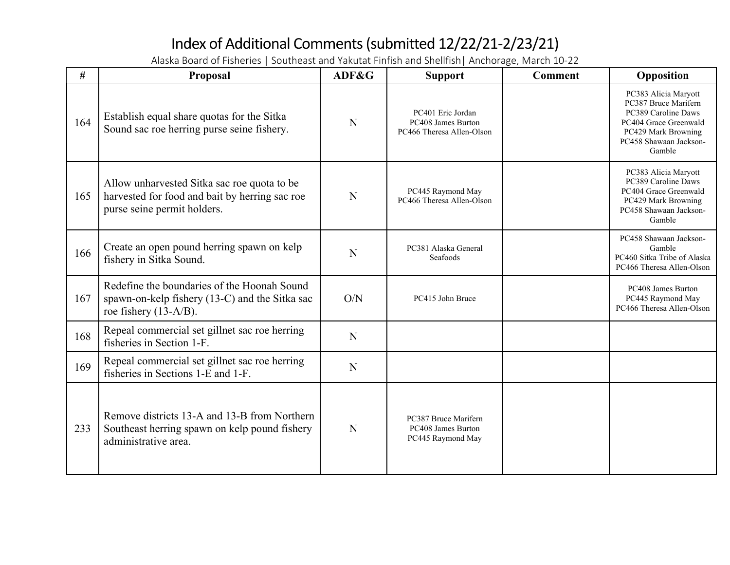# Index of Additional Comments (submitted 12/22/21-2/23/21)

Alaska Board of Fisheries | Southeast and Yakutat Finfish and Shellfish| Anchorage, March 10-22

| # | Proposal | ADF&G | Support | Comment | Opposition |
|---|---|---|---|---|---|
| 164 | Establish equal share quotas for the Sitka Sound sac roe herring purse seine fishery. | N | PC401 Eric Jordan<br>PC408 James Burton<br>PC466 Theresa Allen-Olson | | PC383 Alicia Maryott<br>PC387 Bruce Marifern<br>PC389 Caroline Daws<br>PC404 Grace Greenwald<br>PC429 Mark Browning<br>PC458 Shawaan Jackson-Gamble |
| 165 | Allow unharvested Sitka sac roe quota to be harvested for food and bait by herring sac roe purse seine permit holders. | N | PC445 Raymond May<br>PC466 Theresa Allen-Olson | | PC383 Alicia Maryott<br>PC389 Caroline Daws<br>PC404 Grace Greenwald<br>PC429 Mark Browning<br>PC458 Shawaan Jackson-Gamble |
| 166 | Create an open pound herring spawn on kelp fishery in Sitka Sound. | N | PC381 Alaska General Seafoods | | PC458 Shawaan Jackson-Gamble<br>PC460 Sitka Tribe of Alaska<br>PC466 Theresa Allen-Olson |
| 167 | Redefine the boundaries of the Hoonah Sound spawn-on-kelp fishery (13-C) and the Sitka sac roe fishery (13-A/B). | O/N | PC415 John Bruce | | PC408 James Burton<br>PC445 Raymond May<br>PC466 Theresa Allen-Olson |
| 168 | Repeal commercial set gillnet sac roe herring fisheries in Section 1-F. | N | | | |
| 169 | Repeal commercial set gillnet sac roe herring fisheries in Sections 1-E and 1-F. | N | | | |
| 233 | Remove districts 13-A and 13-B from Northern Southeast herring spawn on kelp pound fishery administrative area. | N | PC387 Bruce Marifern<br>PC408 James Burton<br>PC445 Raymond May | | |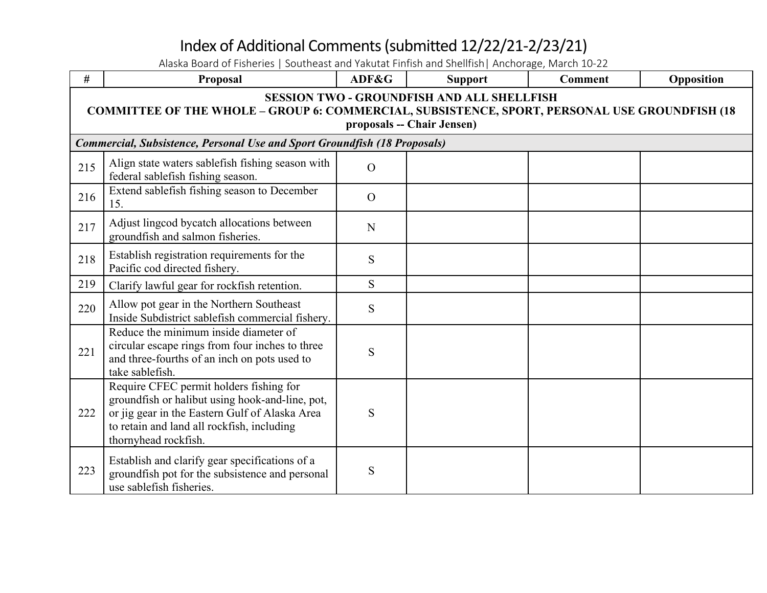# Index of Additional Comments (submitted 12/22/21-2/23/21)

Alaska Board of Fisheries | Southeast and Yakutat Finfish and Shellfish| Anchorage, March 10-22

| # | Proposal | ADF&G | Support | Comment | Opposition |
|---|---|---|---|---|---|
| **SESSION TWO - GROUNDFISH AND ALL SHELLFISH<br>COMMITTEE OF THE WHOLE – GROUP 6: COMMERCIAL, SUBSISTENCE, SPORT, PERSONAL USE GROUNDFISH (18 proposals -- Chair Jensen)** | | | | | |
| ***Commercial, Subsistence, Personal Use and Sport Groundfish (18 Proposals)*** | | | | | |
| 215 | Align state waters sablefish fishing season with federal sablefish fishing season. | O | | | |
| 216 | Extend sablefish fishing season to December 15. | O | | | |
| 217 | Adjust lingcod bycatch allocations between groundfish and salmon fisheries. | N | | | |
| 218 | Establish registration requirements for the Pacific cod directed fishery. | S | | | |
| 219 | Clarify lawful gear for rockfish retention. | S | | | |
| 220 | Allow pot gear in the Northern Southeast Inside Subdistrict sablefish commercial fishery. | S | | | |
| 221 | Reduce the minimum inside diameter of circular escape rings from four inches to three and three-fourths of an inch on pots used to take sablefish. | S | | | |
| 222 | Require CFEC permit holders fishing for groundfish or halibut using hook-and-line, pot, or jig gear in the Eastern Gulf of Alaska Area to retain and land all rockfish, including thornyhead rockfish. | S | | | |
| 223 | Establish and clarify gear specifications of a groundfish pot for the subsistence and personal use sablefish fisheries. | S | | | |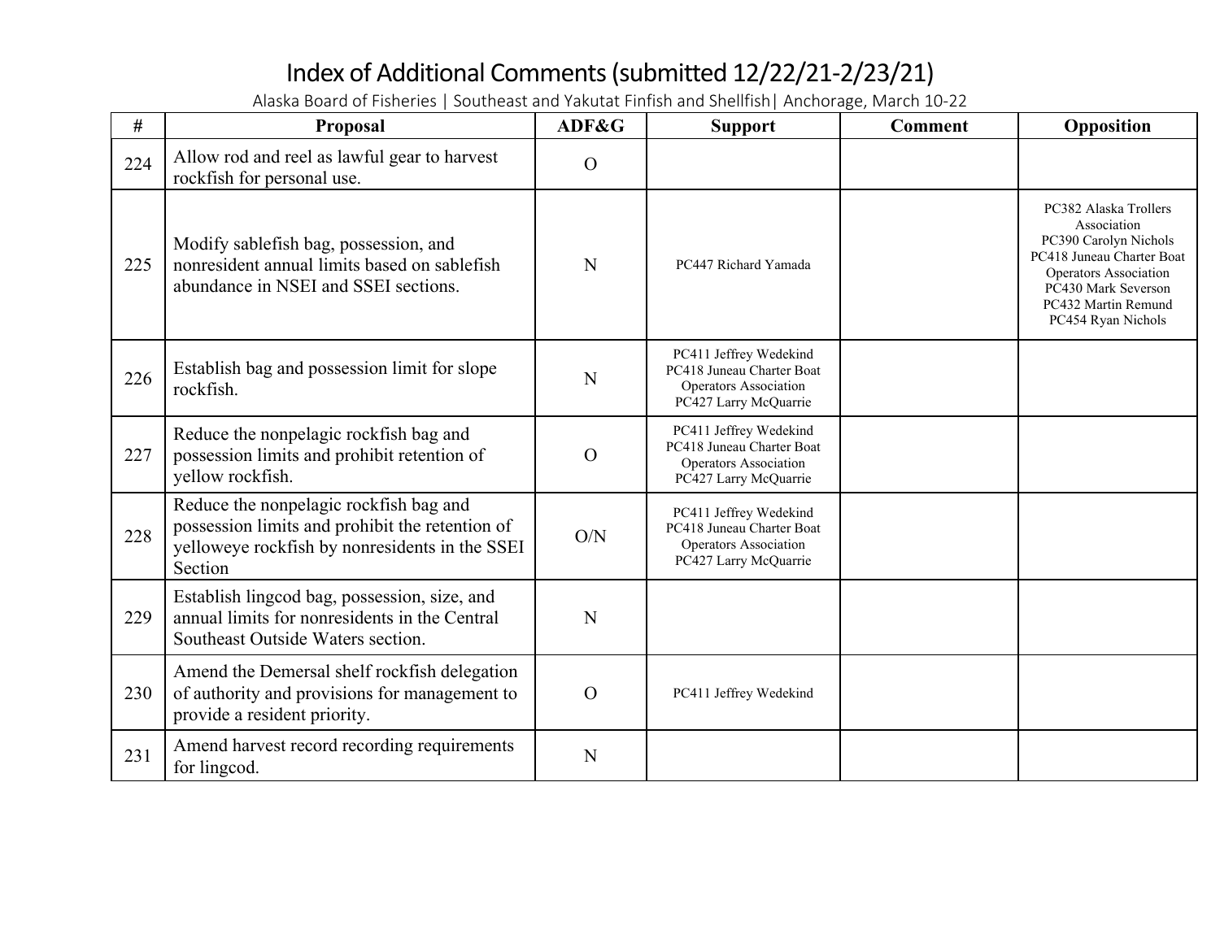# Index of Additional Comments (submitted 12/22/21-2/23/21)

Alaska Board of Fisheries | Southeast and Yakutat Finfish and Shellfish| Anchorage, March 10-22

| # | Proposal | ADF&G | Support | Comment | Opposition |
|---|---|---|---|---|---|
| 224 | Allow rod and reel as lawful gear to harvest rockfish for personal use. | O | | | |
| 225 | Modify sablefish bag, possession, and nonresident annual limits based on sablefish abundance in NSEI and SSEI sections. | N | PC447 Richard Yamada | | PC382 Alaska Trollers Association<br>PC390 Carolyn Nichols<br>PC418 Juneau Charter Boat Operators Association<br>PC430 Mark Severson<br>PC432 Martin Remund<br>PC454 Ryan Nichols |
| 226 | Establish bag and possession limit for slope rockfish. | N | PC411 Jeffrey Wedekind<br>PC418 Juneau Charter Boat Operators Association<br>PC427 Larry McQuarrie | | |
| 227 | Reduce the nonpelagic rockfish bag and possession limits and prohibit retention of yellow rockfish. | O | PC411 Jeffrey Wedekind<br>PC418 Juneau Charter Boat Operators Association<br>PC427 Larry McQuarrie | | |
| 228 | Reduce the nonpelagic rockfish bag and possession limits and prohibit the retention of yelloweye rockfish by nonresidents in the SSEI Section | O/N | PC411 Jeffrey Wedekind<br>PC418 Juneau Charter Boat Operators Association<br>PC427 Larry McQuarrie | | |
| 229 | Establish lingcod bag, possession, size, and annual limits for nonresidents in the Central Southeast Outside Waters section. | N | | | |
| 230 | Amend the Demersal shelf rockfish delegation of authority and provisions for management to provide a resident priority. | O | PC411 Jeffrey Wedekind | | |
| 231 | Amend harvest record recording requirements for lingcod. | N | | | |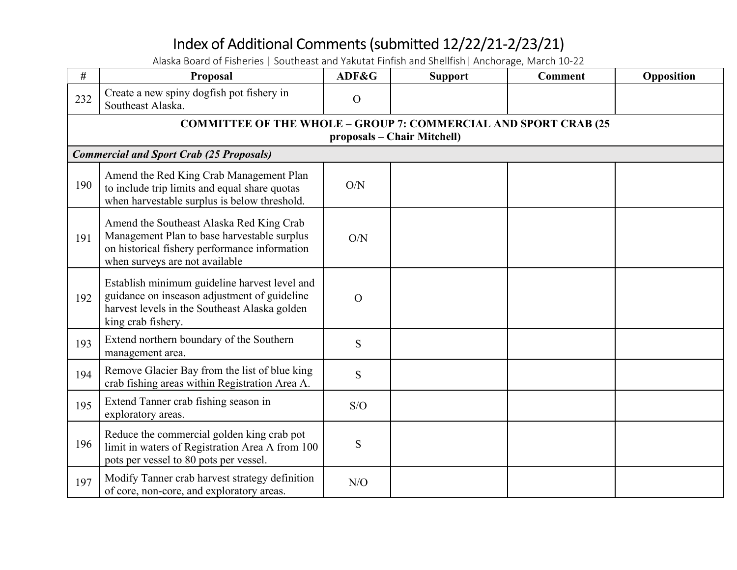# Index of Additional Comments (submitted 12/22/21-2/23/21)

Alaska Board of Fisheries | Southeast and Yakutat Finfish and Shellfish| Anchorage, March 10-22

| # | Proposal | ADF&G | Support | Comment | Opposition |
|---|---|---|---|---|---|
| 232 | Create a new spiny dogfish pot fishery in Southeast Alaska. | O | | | |
| **COMMITTEE OF THE WHOLE – GROUP 7: COMMERCIAL AND SPORT CRAB (25 proposals – Chair Mitchell)** | | | | | |
| ***Commercial and Sport Crab (25 Proposals)*** | | | | | |
| 190 | Amend the Red King Crab Management Plan to include trip limits and equal share quotas when harvestable surplus is below threshold. | O/N | | | |
| 191 | Amend the Southeast Alaska Red King Crab Management Plan to base harvestable surplus on historical fishery performance information when surveys are not available | O/N | | | |
| 192 | Establish minimum guideline harvest level and guidance on inseason adjustment of guideline harvest levels in the Southeast Alaska golden king crab fishery. | O | | | |
| 193 | Extend northern boundary of the Southern management area. | S | | | |
| 194 | Remove Glacier Bay from the list of blue king crab fishing areas within Registration Area A. | S | | | |
| 195 | Extend Tanner crab fishing season in exploratory areas. | S/O | | | |
| 196 | Reduce the commercial golden king crab pot limit in waters of Registration Area A from 100 pots per vessel to 80 pots per vessel. | S | | | |
| 197 | Modify Tanner crab harvest strategy definition of core, non-core, and exploratory areas. | N/O | | | |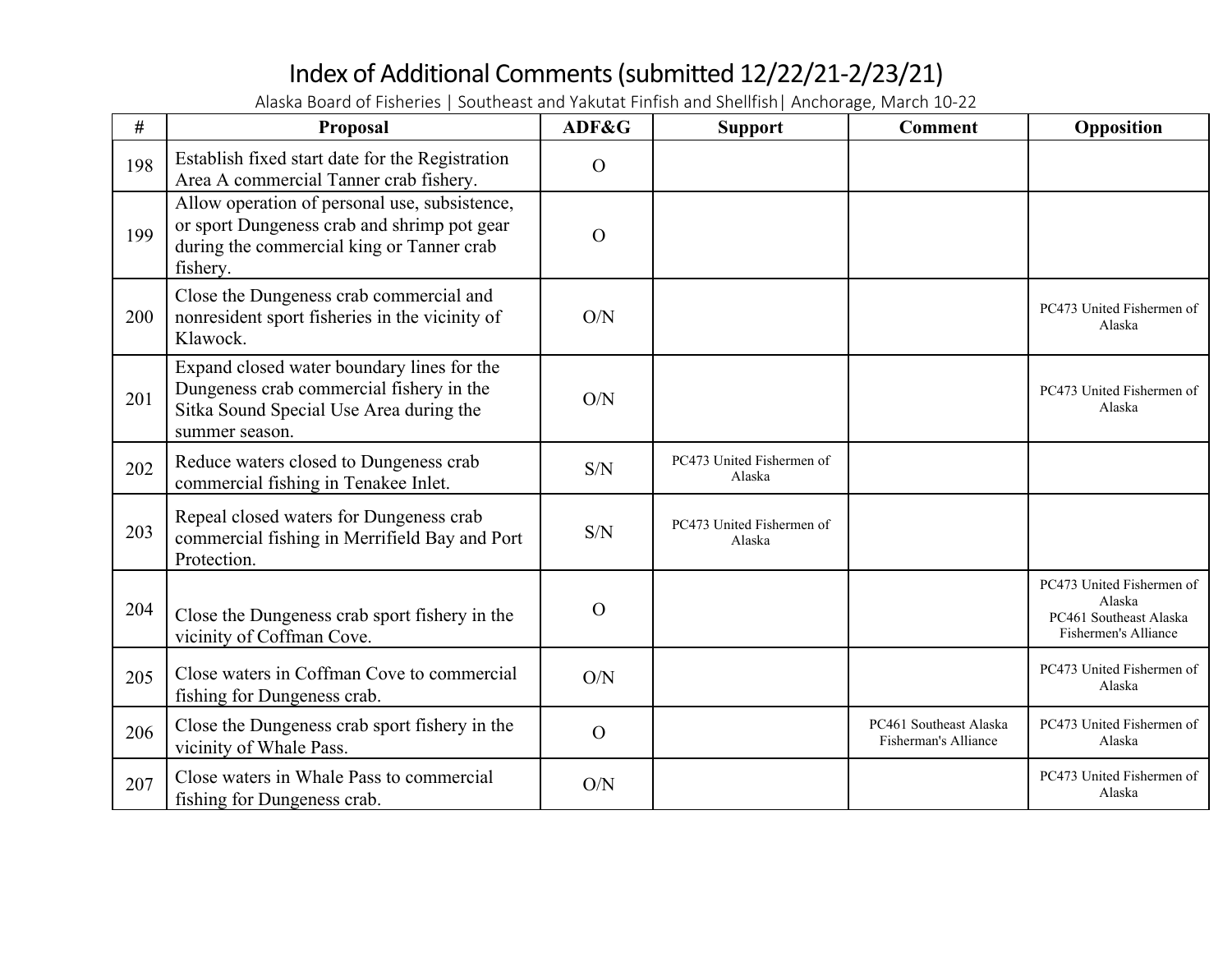# Index of Additional Comments (submitted 12/22/21-2/23/21)

Alaska Board of Fisheries | Southeast and Yakutat Finfish and Shellfish| Anchorage, March 10-22

| # | Proposal | ADF&G | Support | Comment | Opposition |
|---|---|---|---|---|---|
| 198 | Establish fixed start date for the Registration Area A commercial Tanner crab fishery. | O | | | |
| 199 | Allow operation of personal use, subsistence, or sport Dungeness crab and shrimp pot gear during the commercial king or Tanner crab fishery. | O | | | |
| 200 | Close the Dungeness crab commercial and nonresident sport fisheries in the vicinity of Klawock. | O/N | | | PC473 United Fishermen of Alaska |
| 201 | Expand closed water boundary lines for the Dungeness crab commercial fishery in the Sitka Sound Special Use Area during the summer season. | O/N | | | PC473 United Fishermen of Alaska |
| 202 | Reduce waters closed to Dungeness crab commercial fishing in Tenakee Inlet. | S/N | PC473 United Fishermen of Alaska | | |
| 203 | Repeal closed waters for Dungeness crab commercial fishing in Merrifield Bay and Port Protection. | S/N | PC473 United Fishermen of Alaska | | |
| 204 | Close the Dungeness crab sport fishery in the vicinity of Coffman Cove. | O | | | PC473 United Fishermen of Alaska<br>PC461 Southeast Alaska Fishermen's Alliance |
| 205 | Close waters in Coffman Cove to commercial fishing for Dungeness crab. | O/N | | | PC473 United Fishermen of Alaska |
| 206 | Close the Dungeness crab sport fishery in the vicinity of Whale Pass. | O | | PC461 Southeast Alaska Fisherman's Alliance | PC473 United Fishermen of Alaska |
| 207 | Close waters in Whale Pass to commercial fishing for Dungeness crab. | O/N | | | PC473 United Fishermen of Alaska |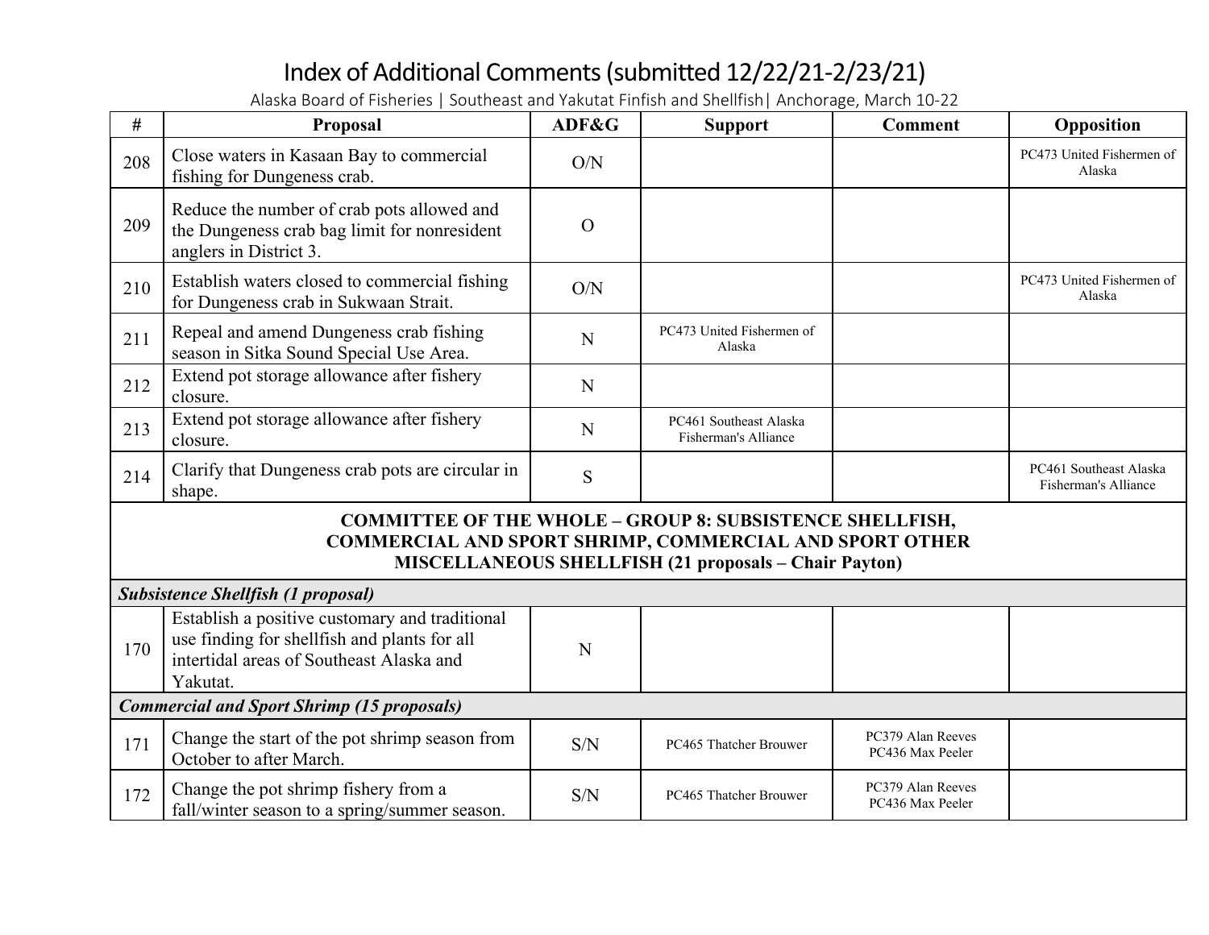# Index of Additional Comments (submitted 12/22/21-2/23/21)

Alaska Board of Fisheries | Southeast and Yakutat Finfish and Shellfish| Anchorage, March 10-22

| # | Proposal | ADF&G | Support | Comment | Opposition |
|---|---|---|---|---|---|
| 208 | Close waters in Kasaan Bay to commercial fishing for Dungeness crab. | O/N | | | PC473 United Fishermen of Alaska |
| 209 | Reduce the number of crab pots allowed and the Dungeness crab bag limit for nonresident anglers in District 3. | O | | | |
| 210 | Establish waters closed to commercial fishing for Dungeness crab in Sukwaan Strait. | O/N | | | PC473 United Fishermen of Alaska |
| 211 | Repeal and amend Dungeness crab fishing season in Sitka Sound Special Use Area. | N | PC473 United Fishermen of Alaska | | |
| 212 | Extend pot storage allowance after fishery closure. | N | | | |
| 213 | Extend pot storage allowance after fishery closure. | N | PC461 Southeast Alaska Fisherman's Alliance | | |
| 214 | Clarify that Dungeness crab pots are circular in shape. | S | | | PC461 Southeast Alaska Fisherman's Alliance |
| **COMMITTEE OF THE WHOLE – GROUP 8: SUBSISTENCE SHELLFISH, COMMERCIAL AND SPORT SHRIMP, COMMERCIAL AND SPORT OTHER MISCELLANEOUS SHELLFISH (21 proposals – Chair Payton)** | | | | | |
| ***Subsistence Shellfish (1 proposal)*** | | | | | |
| 170 | Establish a positive customary and traditional use finding for shellfish and plants for all intertidal areas of Southeast Alaska and Yakutat. | N | | | |
| ***Commercial and Sport Shrimp (15 proposals)*** | | | | | |
| 171 | Change the start of the pot shrimp season from October to after March. | S/N | PC465 Thatcher Brouwer | PC379 Alan Reeves<br>PC436 Max Peeler | |
| 172 | Change the pot shrimp fishery from a fall/winter season to a spring/summer season. | S/N | PC465 Thatcher Brouwer | PC379 Alan Reeves<br>PC436 Max Peeler | |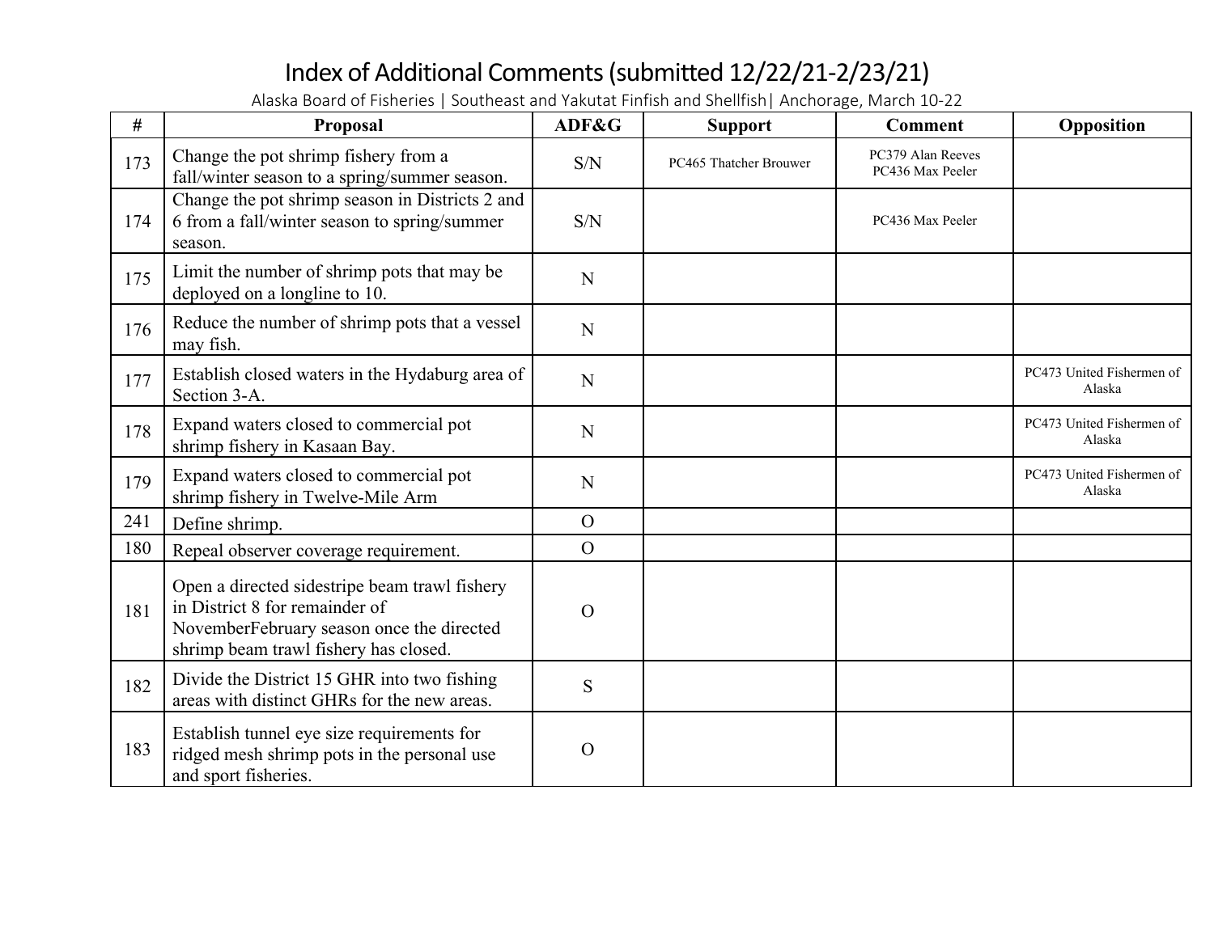# Index of Additional Comments (submitted 12/22/21-2/23/21)

Alaska Board of Fisheries | Southeast and Yakutat Finfish and Shellfish| Anchorage, March 10-22

| # | Proposal | ADF&G | Support | Comment | Opposition |
|---|---|---|---|---|---|
| 173 | Change the pot shrimp fishery from a fall/winter season to a spring/summer season. | S/N | PC465 Thatcher Brouwer | PC379 Alan Reeves<br>PC436 Max Peeler | |
| 174 | Change the pot shrimp season in Districts 2 and 6 from a fall/winter season to spring/summer season. | S/N | | PC436 Max Peeler | |
| 175 | Limit the number of shrimp pots that may be deployed on a longline to 10. | N | | | |
| 176 | Reduce the number of shrimp pots that a vessel may fish. | N | | | |
| 177 | Establish closed waters in the Hydaburg area of Section 3-A. | N | | | PC473 United Fishermen of Alaska |
| 178 | Expand waters closed to commercial pot shrimp fishery in Kasaan Bay. | N | | | PC473 United Fishermen of Alaska |
| 179 | Expand waters closed to commercial pot shrimp fishery in Twelve-Mile Arm | N | | | PC473 United Fishermen of Alaska |
| 241 | Define shrimp. | O | | | |
| 180 | Repeal observer coverage requirement. | O | | | |
| 181 | Open a directed sidestripe beam trawl fishery in District 8 for remainder of NovemberFebruary season once the directed shrimp beam trawl fishery has closed. | O | | | |
| 182 | Divide the District 15 GHR into two fishing areas with distinct GHRs for the new areas. | S | | | |
| 183 | Establish tunnel eye size requirements for ridged mesh shrimp pots in the personal use and sport fisheries. | O | | | |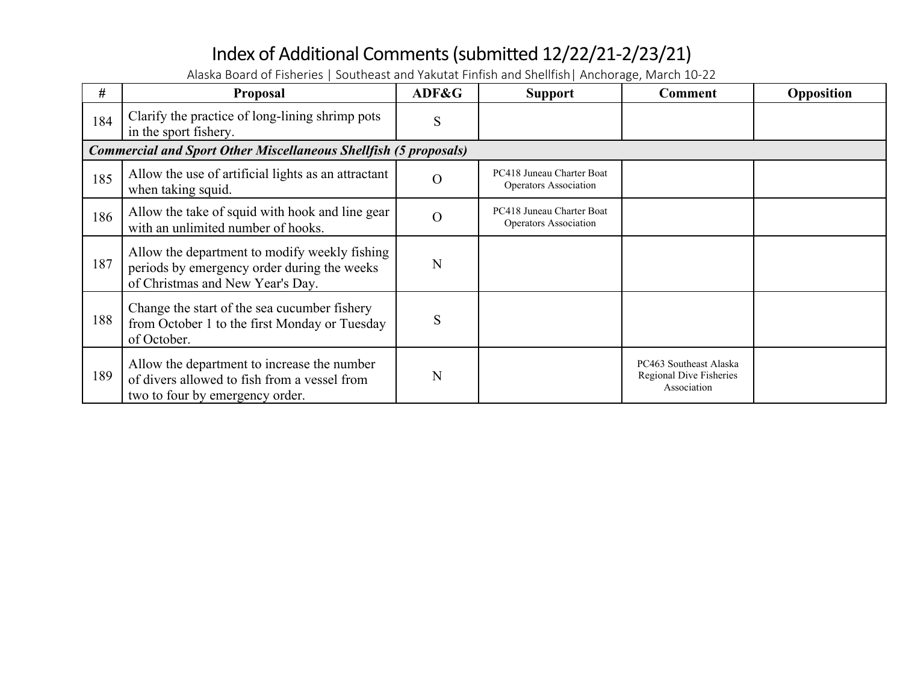# Index of Additional Comments (submitted 12/22/21-2/23/21)

Alaska Board of Fisheries | Southeast and Yakutat Finfish and Shellfish| Anchorage, March 10-22

| # | Proposal | ADF&G | Support | Comment | Opposition |
|---|---|---|---|---|---|
| 184 | Clarify the practice of long-lining shrimp pots in the sport fishery. | S | | | |
| ***Commercial and Sport Other Miscellaneous Shellfish (5 proposals)*** | | | | | |
| 185 | Allow the use of artificial lights as an attractant when taking squid. | O | PC418 Juneau Charter Boat Operators Association | | |
| 186 | Allow the take of squid with hook and line gear with an unlimited number of hooks. | O | PC418 Juneau Charter Boat Operators Association | | |
| 187 | Allow the department to modify weekly fishing periods by emergency order during the weeks of Christmas and New Year's Day. | N | | | |
| 188 | Change the start of the sea cucumber fishery from October 1 to the first Monday or Tuesday of October. | S | | | |
| 189 | Allow the department to increase the number of divers allowed to fish from a vessel from two to four by emergency order. | N | | PC463 Southeast Alaska Regional Dive Fisheries Association | |